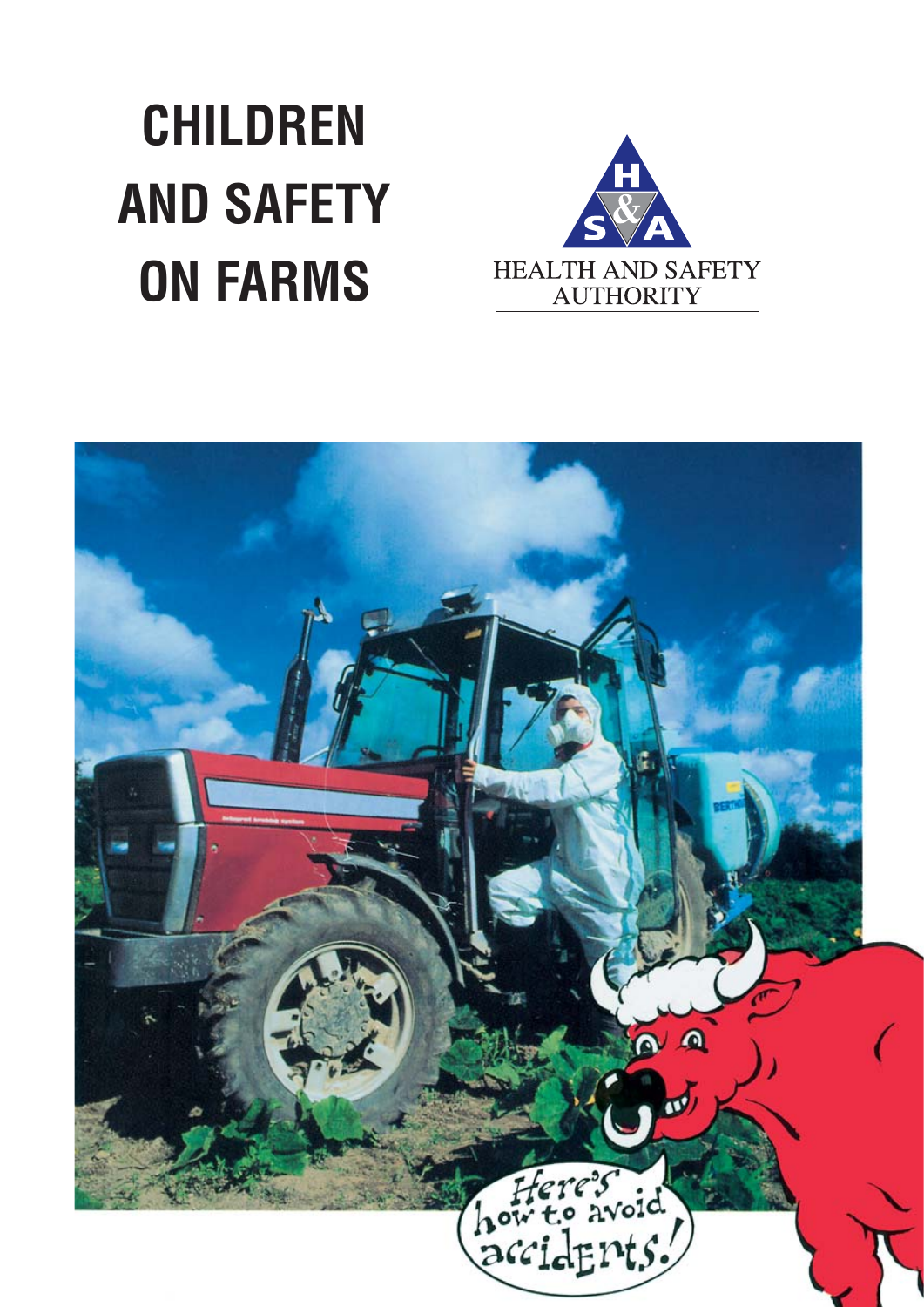# CHILDREN AND SAFETY ON FARMS

HEALTH AND SAFETY AUTHORITY

Here's how to avoid accidents!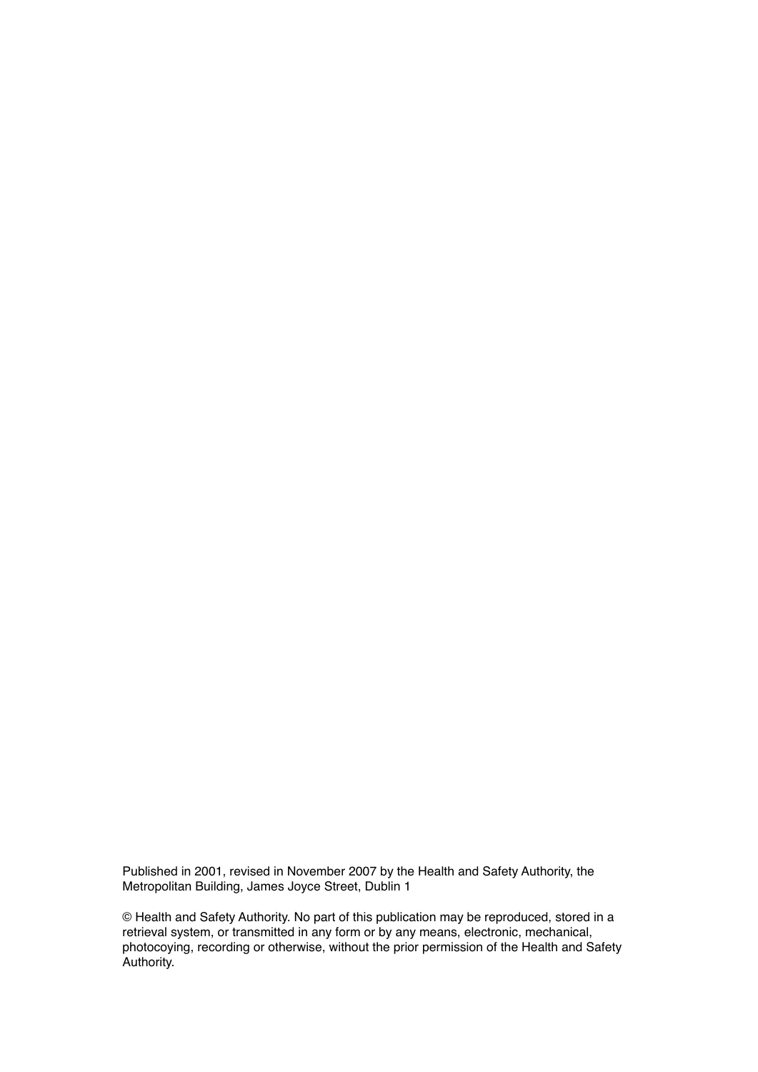Published in 2001, revised in November 2007 by the Health and Safety Authority, the Metropolitan Building, James Joyce Street, Dublin 1

© Health and Safety Authority. No part of this publication may be reproduced, stored in a retrieval system, or transmitted in any form or by any means, electronic, mechanical, photocoying, recording or otherwise, without the prior permission of the Health and Safety Authority.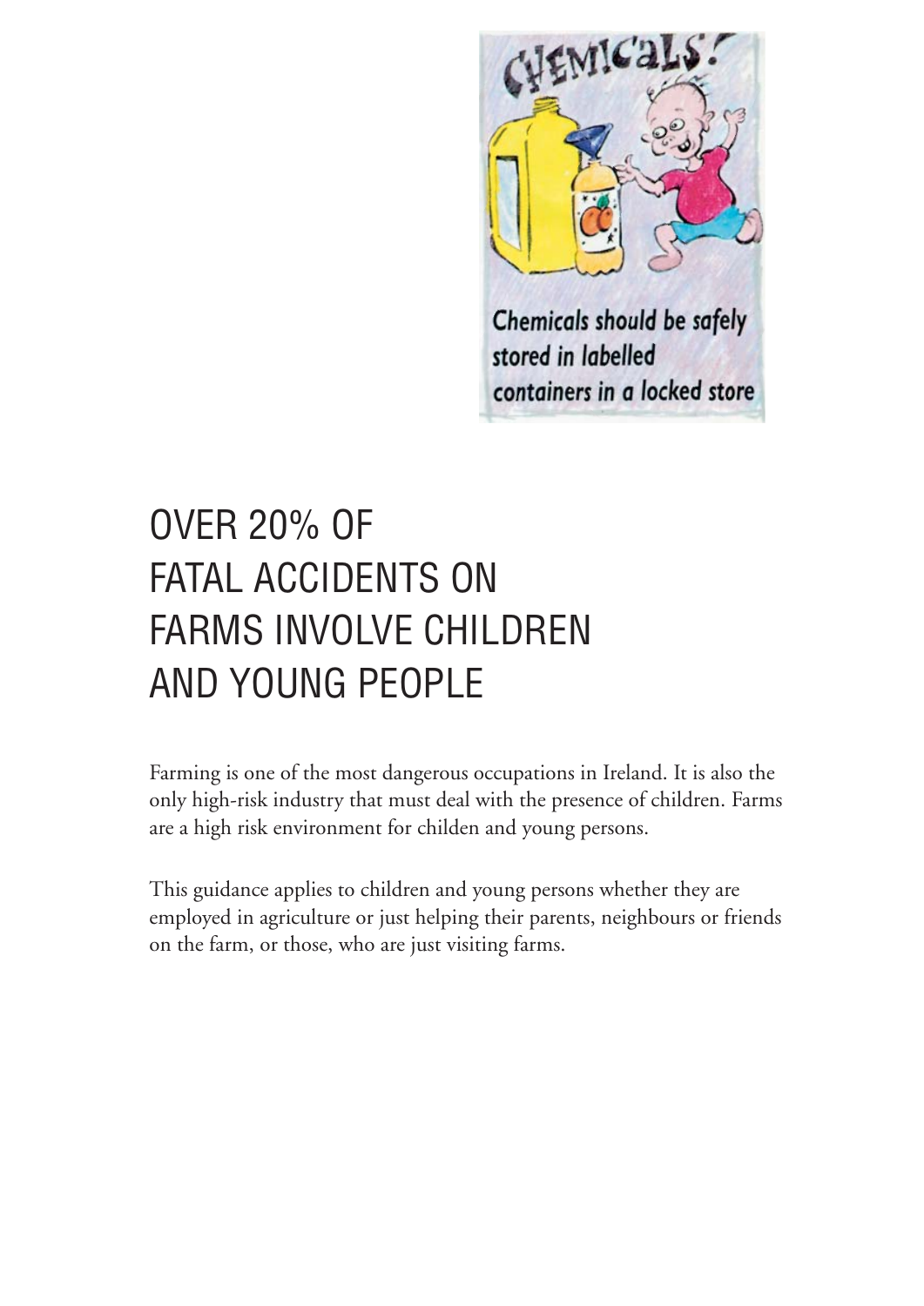CHEMICALS!

Chemicals should be safely stored in labelled containers in a locked store

# OVER 20% OF FATAL ACCIDENTS ON FARMS INVOLVE CHILDREN AND YOUNG PEOPLE

Farming is one of the most dangerous occupations in Ireland. It is also the only high-risk industry that must deal with the presence of children. Farms are a high risk environment for childen and young persons.

This guidance applies to children and young persons whether they are employed in agriculture or just helping their parents, neighbours or friends on the farm, or those, who are just visiting farms.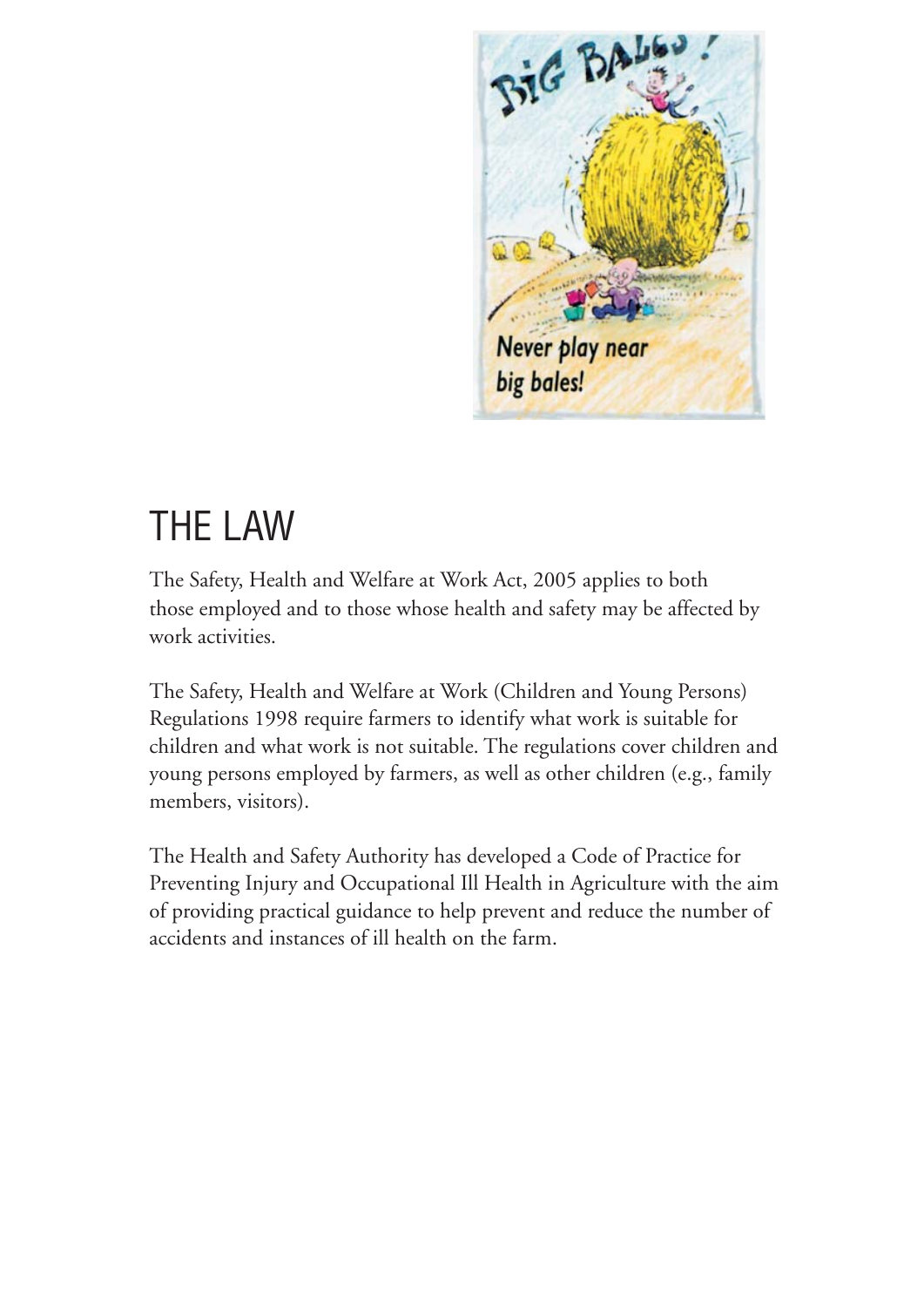# THE LAW

The Safety, Health and Welfare at Work Act, 2005 applies to both those employed and to those whose health and safety may be affected by work activities.

The Safety, Health and Welfare at Work (Children and Young Persons) Regulations 1998 require farmers to identify what work is suitable for children and what work is not suitable. The regulations cover children and young persons employed by farmers, as well as other children (e.g., family members, visitors).

The Health and Safety Authority has developed a Code of Practice for Preventing Injury and Occupational Ill Health in Agriculture with the aim of providing practical guidance to help prevent and reduce the number of accidents and instances of ill health on the farm.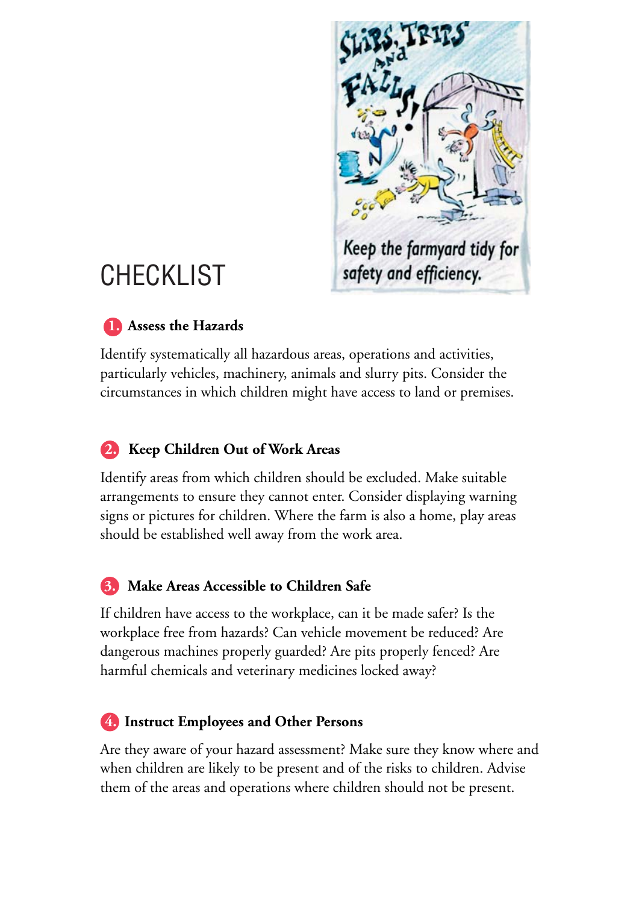Keep the farmyard tidy for safety and efficiency.

# CHECKLIST

### 1. Assess the Hazards

Identify systematically all hazardous areas, operations and activities, particularly vehicles, machinery, animals and slurry pits. Consider the circumstances in which children might have access to land or premises.

### 2. Keep Children Out of Work Areas

Identify areas from which children should be excluded. Make suitable arrangements to ensure they cannot enter. Consider displaying warning signs or pictures for children. Where the farm is also a home, play areas should be established well away from the work area.

### 3. Make Areas Accessible to Children Safe

If children have access to the workplace, can it be made safer? Is the workplace free from hazards? Can vehicle movement be reduced? Are dangerous machines properly guarded? Are pits properly fenced? Are harmful chemicals and veterinary medicines locked away?

### 4. Instruct Employees and Other Persons

Are they aware of your hazard assessment? Make sure they know where and when children are likely to be present and of the risks to children. Advise them of the areas and operations where children should not be present.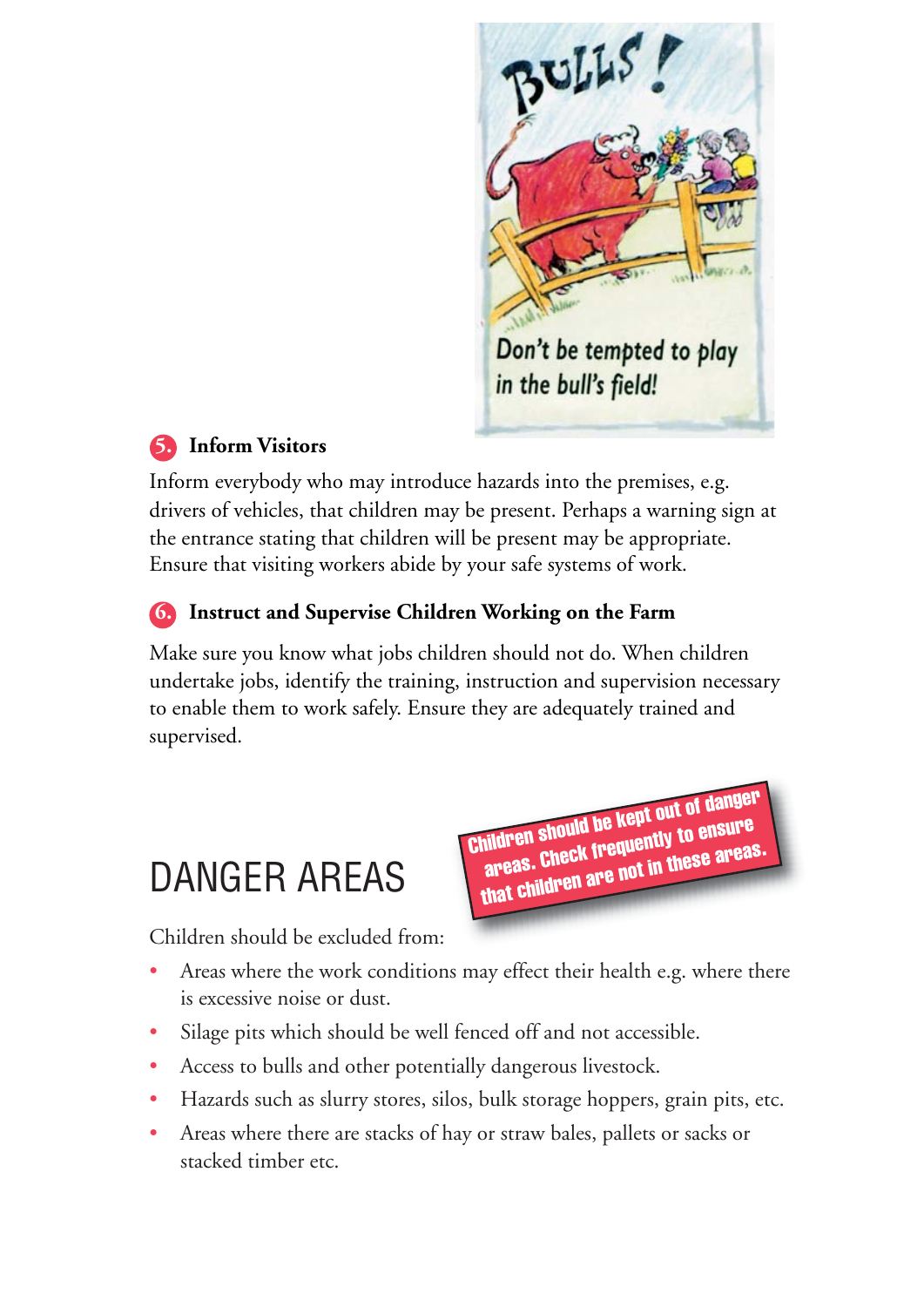BULLS!

Don't be tempted to play in the bull's field!

### 5. Inform Visitors

Inform everybody who may introduce hazards into the premises, e.g. drivers of vehicles, that children may be present. Perhaps a warning sign at the entrance stating that children will be present may be appropriate. Ensure that visiting workers abide by your safe systems of work.

### 6. Instruct and Supervise Children Working on the Farm

Make sure you know what jobs children should not do. When children undertake jobs, identify the training, instruction and supervision necessary to enable them to work safely. Ensure they are adequately trained and supervised.

## DANGER AREAS

**Children should be kept out of danger areas. Check frequently to ensure that children are not in these areas.**

Children should be excluded from:

- Areas where the work conditions may effect their health e.g. where there is excessive noise or dust.
- Silage pits which should be well fenced off and not accessible.
- Access to bulls and other potentially dangerous livestock.
- Hazards such as slurry stores, silos, bulk storage hoppers, grain pits, etc.
- Areas where there are stacks of hay or straw bales, pallets or sacks or stacked timber etc.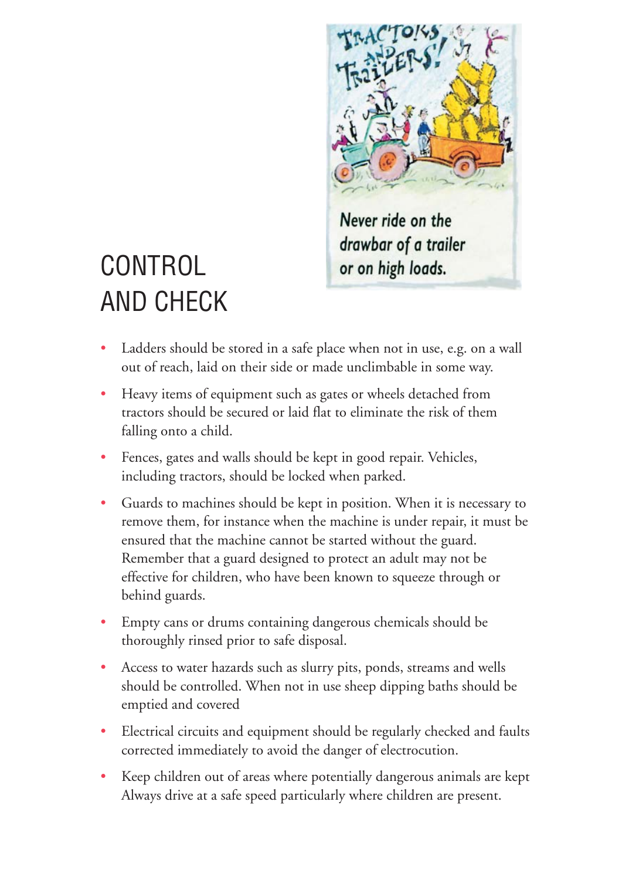Never ride on the drawbar of a trailer or on high loads.

# CONTROL AND CHECK

- Ladders should be stored in a safe place when not in use, e.g. on a wall out of reach, laid on their side or made unclimbable in some way.
- Heavy items of equipment such as gates or wheels detached from tractors should be secured or laid flat to eliminate the risk of them falling onto a child.
- Fences, gates and walls should be kept in good repair. Vehicles, including tractors, should be locked when parked.
- Guards to machines should be kept in position. When it is necessary to remove them, for instance when the machine is under repair, it must be ensured that the machine cannot be started without the guard. Remember that a guard designed to protect an adult may not be effective for children, who have been known to squeeze through or behind guards.
- Empty cans or drums containing dangerous chemicals should be thoroughly rinsed prior to safe disposal.
- Access to water hazards such as slurry pits, ponds, streams and wells should be controlled. When not in use sheep dipping baths should be emptied and covered
- Electrical circuits and equipment should be regularly checked and faults corrected immediately to avoid the danger of electrocution.
- Keep children out of areas where potentially dangerous animals are kept Always drive at a safe speed particularly where children are present.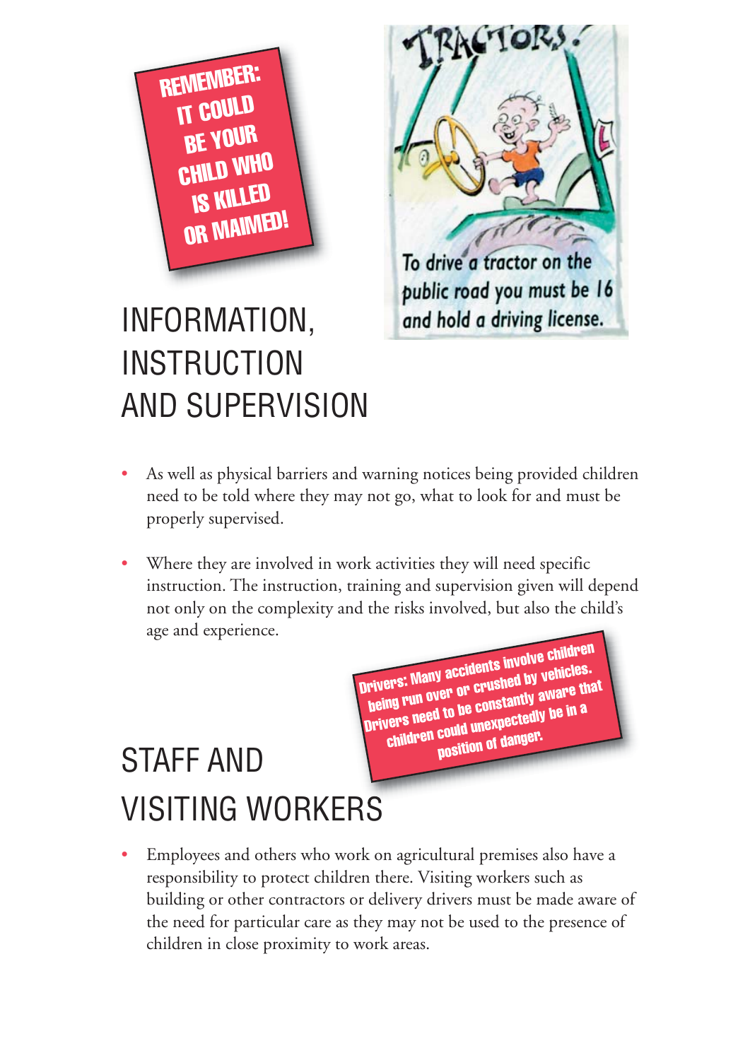**REMEMBER: IT COULD BE YOUR CHILD WHO IS KILLED OR MAIMED!**

TRACTORS!

To drive a tractor on the public road you must be 16 and hold a driving license.

# INFORMATION, INSTRUCTION AND SUPERVISION

- As well as physical barriers and warning notices being provided children need to be told where they may not go, what to look for and must be properly supervised.
- Where they are involved in work activities they will need specific instruction. The instruction, training and supervision given will depend not only on the complexity and the risks involved, but also the child's age and experience.

**Drivers: Many accidents involve children being run over or crushed by vehicles. Drivers need to be constantly aware that children could unexpectedly be in a position of danger.**

# STAFF AND VISITING WORKERS

- Employees and others who work on agricultural premises also have a responsibility to protect children there. Visiting workers such as building or other contractors or delivery drivers must be made aware of the need for particular care as they may not be used to the presence of children in close proximity to work areas.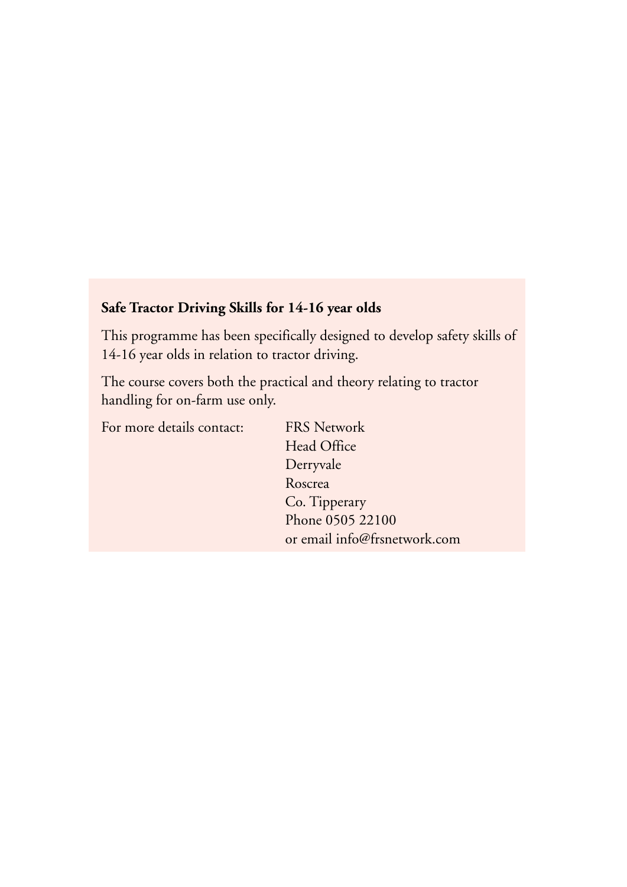**Safe Tractor Driving Skills for 14-16 year olds**

This programme has been specifically designed to develop safety skills of 14-16 year olds in relation to tractor driving.

The course covers both the practical and theory relating to tractor handling for on-farm use only.

For more details contact:

FRS Network
Head Office
Derryvale
Roscrea
Co. Tipperary
Phone 0505 22100
or email info@frsnetwork.com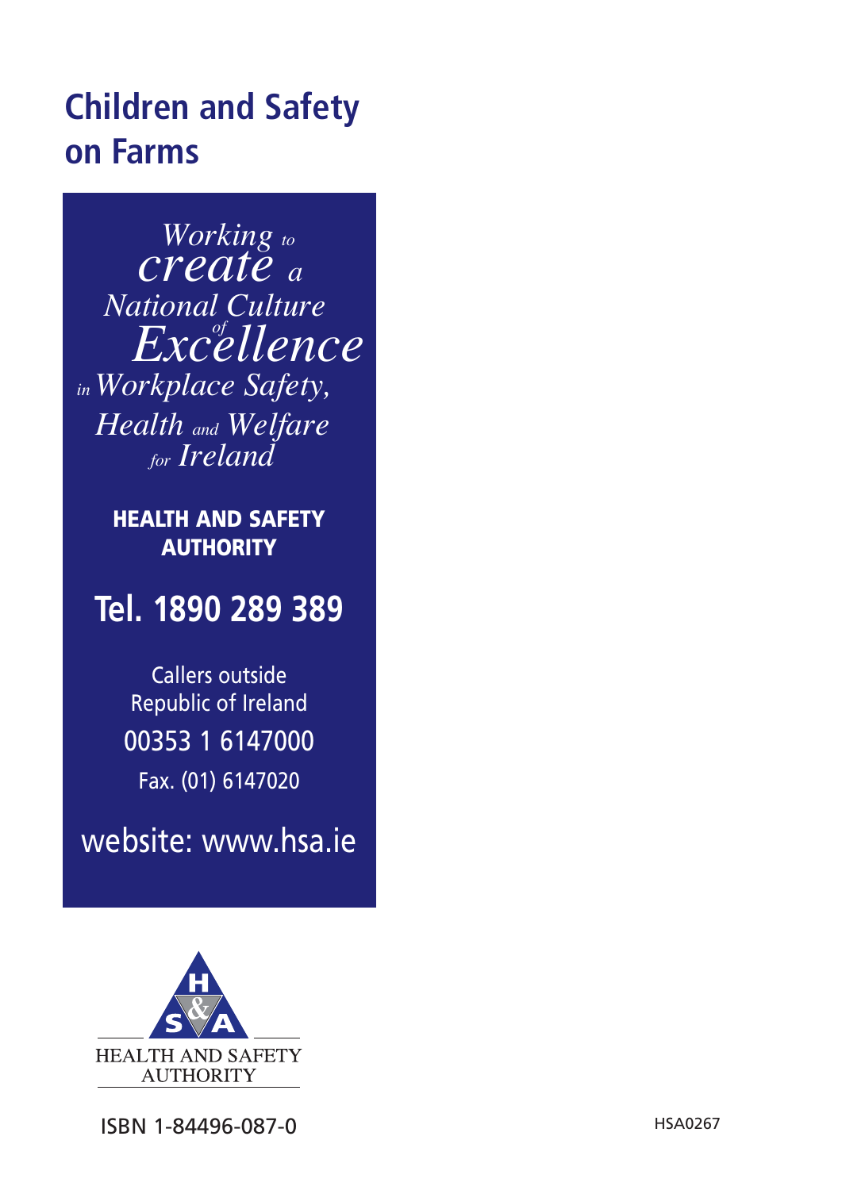# Children and Safety on Farms

*Working to create a National Culture of Excellence in Workplace Safety, Health and Welfare for Ireland*

**HEALTH AND SAFETY AUTHORITY**

**Tel. 1890 289 389**

Callers outside Republic of Ireland

00353 1 6147000

Fax. (01) 6147020

website: www.hsa.ie

HEALTH AND SAFETY AUTHORITY

ISBN 1-84496-087-0

HSA0267